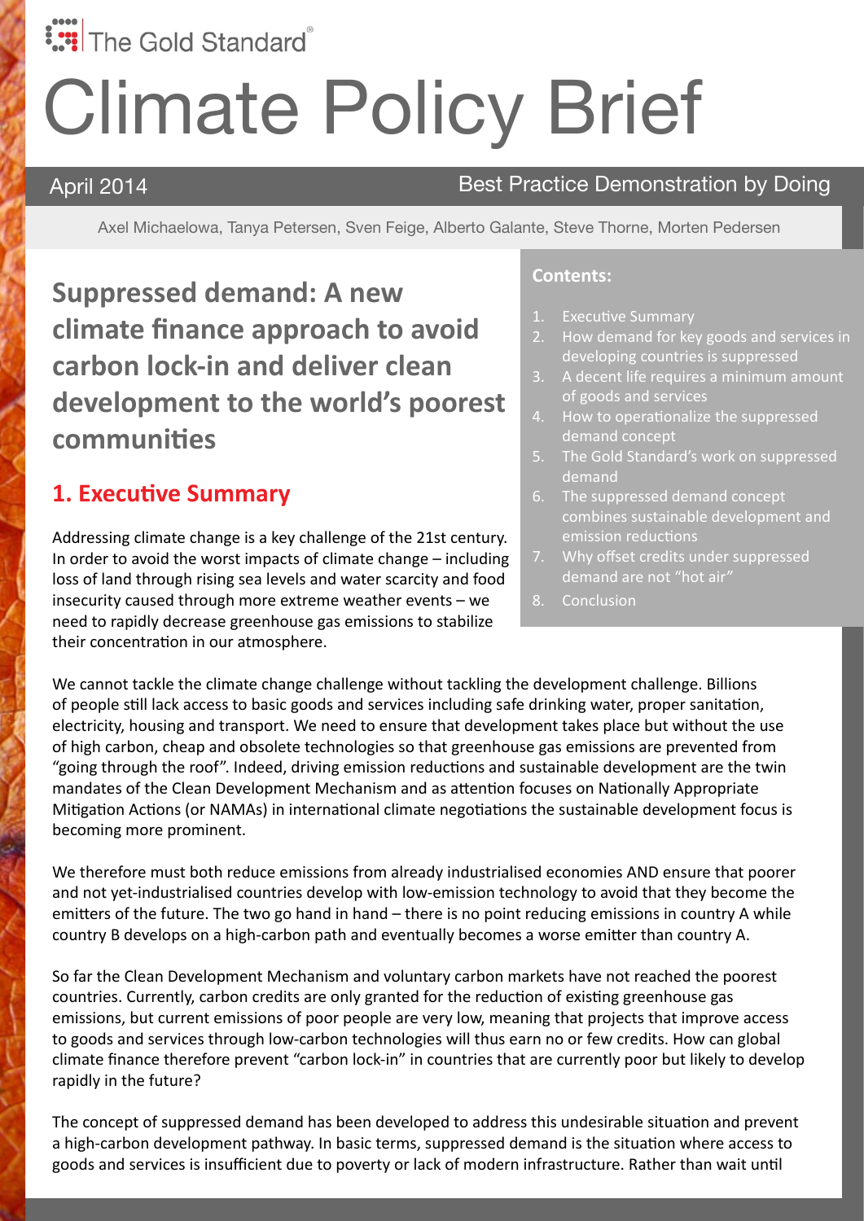The Gold Standard®

# Climate Policy Brief

April 2014

Best Practice Demonstration by Doing

Axel Michaelowa, Tanya Petersen, Sven Feige, Alberto Galante, Steve Thorne, Morten Pedersen

## Suppressed demand: A new climate finance approach to avoid carbon lock-in and deliver clean development to the world's poorest communities

**Contents:**

1. Executive Summary
2. How demand for key goods and services in developing countries is suppressed
3. A decent life requires a minimum amount of goods and services
4. How to operationalize the suppressed demand concept
5. The Gold Standard's work on suppressed demand
6. The suppressed demand concept combines sustainable development and emission reductions
7. Why offset credits under suppressed demand are not "hot air"
8. Conclusion

### 1. Executive Summary

Addressing climate change is a key challenge of the 21st century. In order to avoid the worst impacts of climate change – including loss of land through rising sea levels and water scarcity and food insecurity caused through more extreme weather events – we need to rapidly decrease greenhouse gas emissions to stabilize their concentration in our atmosphere.

We cannot tackle the climate change challenge without tackling the development challenge. Billions of people still lack access to basic goods and services including safe drinking water, proper sanitation, electricity, housing and transport. We need to ensure that development takes place but without the use of high carbon, cheap and obsolete technologies so that greenhouse gas emissions are prevented from "going through the roof". Indeed, driving emission reductions and sustainable development are the twin mandates of the Clean Development Mechanism and as attention focuses on Nationally Appropriate Mitigation Actions (or NAMAs) in international climate negotiations the sustainable development focus is becoming more prominent.

We therefore must both reduce emissions from already industrialised economies AND ensure that poorer and not yet-industrialised countries develop with low-emission technology to avoid that they become the emitters of the future. The two go hand in hand – there is no point reducing emissions in country A while country B develops on a high-carbon path and eventually becomes a worse emitter than country A.

So far the Clean Development Mechanism and voluntary carbon markets have not reached the poorest countries. Currently, carbon credits are only granted for the reduction of existing greenhouse gas emissions, but current emissions of poor people are very low, meaning that projects that improve access to goods and services through low-carbon technologies will thus earn no or few credits. How can global climate finance therefore prevent "carbon lock-in" in countries that are currently poor but likely to develop rapidly in the future?

The concept of suppressed demand has been developed to address this undesirable situation and prevent a high-carbon development pathway. In basic terms, suppressed demand is the situation where access to goods and services is insufficient due to poverty or lack of modern infrastructure. Rather than wait until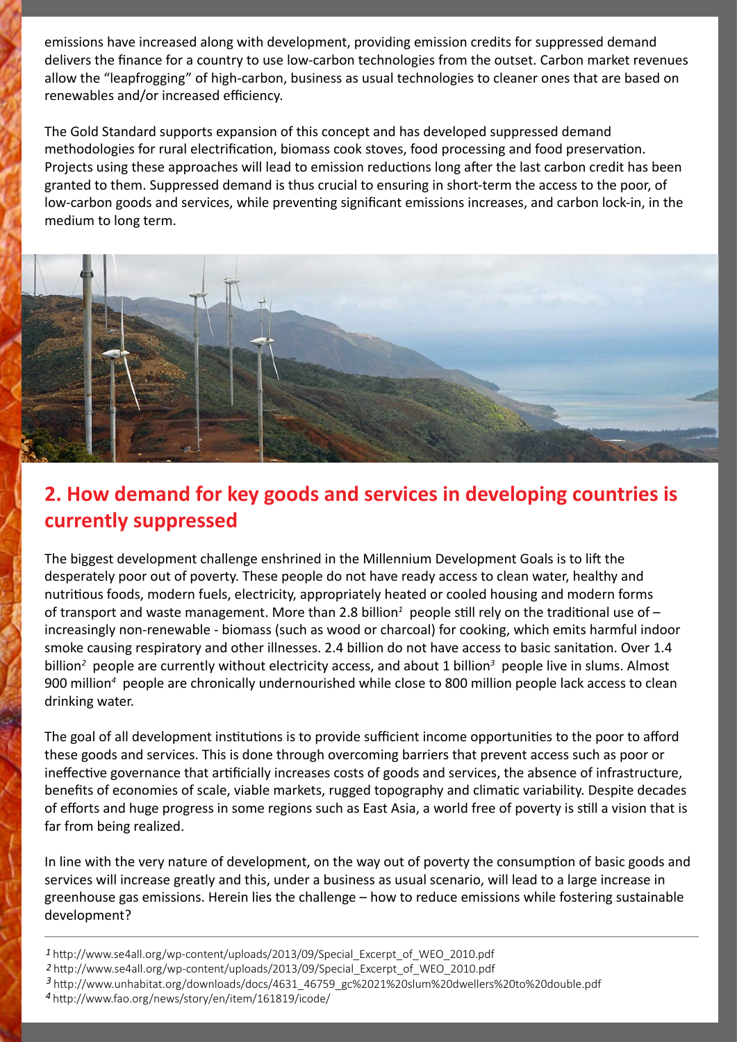emissions have increased along with development, providing emission credits for suppressed demand delivers the finance for a country to use low-carbon technologies from the outset. Carbon market revenues allow the "leapfrogging" of high-carbon, business as usual technologies to cleaner ones that are based on renewables and/or increased efficiency.

The Gold Standard supports expansion of this concept and has developed suppressed demand methodologies for rural electrification, biomass cook stoves, food processing and food preservation. Projects using these approaches will lead to emission reductions long after the last carbon credit has been granted to them. Suppressed demand is thus crucial to ensuring in short-term the access to the poor, of low-carbon goods and services, while preventing significant emissions increases, and carbon lock-in, in the medium to long term.

## 2. How demand for key goods and services in developing countries is currently suppressed

The biggest development challenge enshrined in the Millennium Development Goals is to lift the desperately poor out of poverty. These people do not have ready access to clean water, healthy and nutritious foods, modern fuels, electricity, appropriately heated or cooled housing and modern forms of transport and waste management. More than 2.8 billion[1] people still rely on the traditional use of – increasingly non-renewable - biomass (such as wood or charcoal) for cooking, which emits harmful indoor smoke causing respiratory and other illnesses. 2.4 billion do not have access to basic sanitation. Over 1.4 billion[2] people are currently without electricity access, and about 1 billion[3] people live in slums. Almost 900 million[4] people are chronically undernourished while close to 800 million people lack access to clean drinking water.

The goal of all development institutions is to provide sufficient income opportunities to the poor to afford these goods and services. This is done through overcoming barriers that prevent access such as poor or ineffective governance that artificially increases costs of goods and services, the absence of infrastructure, benefits of economies of scale, viable markets, rugged topography and climatic variability. Despite decades of efforts and huge progress in some regions such as East Asia, a world free of poverty is still a vision that is far from being realized.

In line with the very nature of development, on the way out of poverty the consumption of basic goods and services will increase greatly and this, under a business as usual scenario, will lead to a large increase in greenhouse gas emissions. Herein lies the challenge – how to reduce emissions while fostering sustainable development?

---

[1] http://www.se4all.org/wp-content/uploads/2013/09/Special_Excerpt_of_WEO_2010.pdf

[2] http://www.se4all.org/wp-content/uploads/2013/09/Special_Excerpt_of_WEO_2010.pdf

[3] http://www.unhabitat.org/downloads/docs/4631_46759_gc%2021%20slum%20dwellers%20to%20double.pdf

[4] http://www.fao.org/news/story/en/item/161819/icode/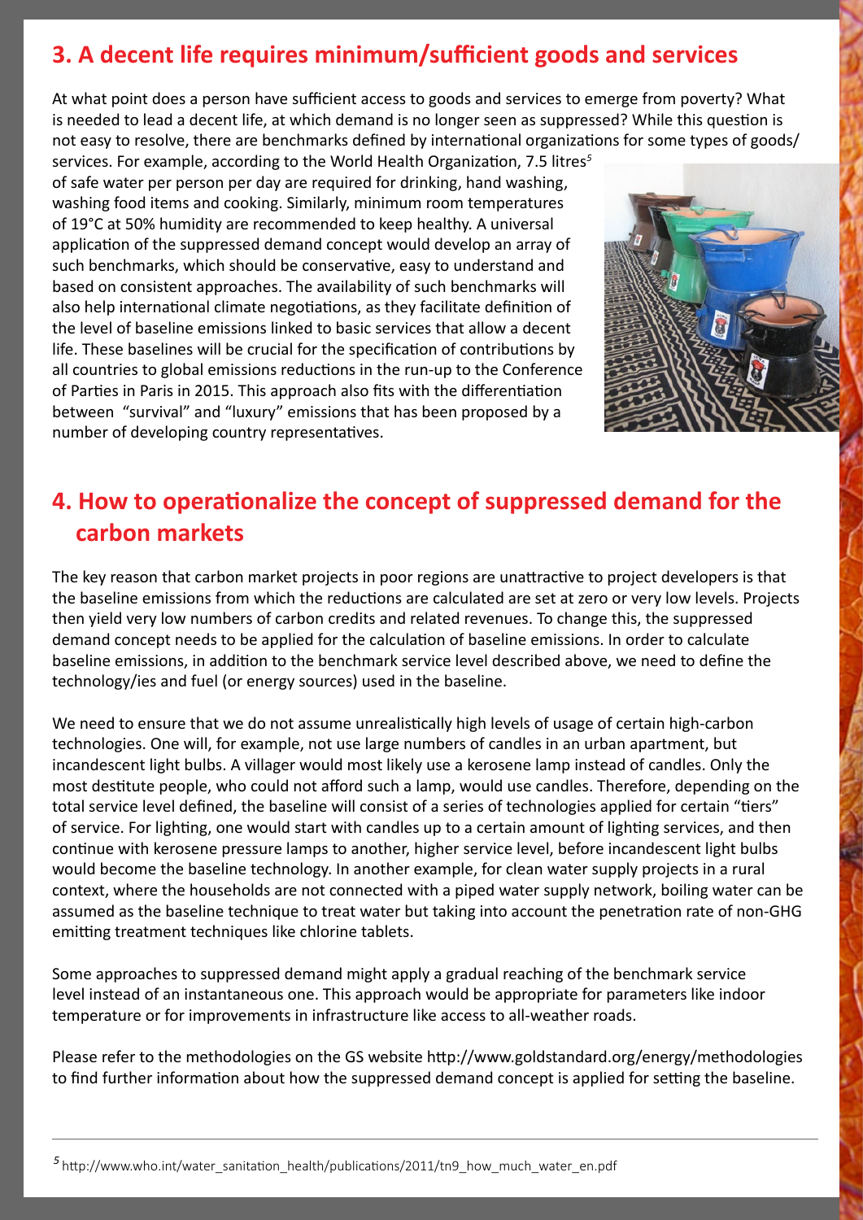## 3. A decent life requires minimum/sufficient goods and services

At what point does a person have sufficient access to goods and services to emerge from poverty? What is needed to lead a decent life, at which demand is no longer seen as suppressed? While this question is not easy to resolve, there are benchmarks defined by international organizations for some types of goods/ services. For example, according to the World Health Organization, 7.5 litres[5] of safe water per person per day are required for drinking, hand washing, washing food items and cooking. Similarly, minimum room temperatures of 19°C at 50% humidity are recommended to keep healthy. A universal application of the suppressed demand concept would develop an array of such benchmarks, which should be conservative, easy to understand and based on consistent approaches. The availability of such benchmarks will also help international climate negotiations, as they facilitate definition of the level of baseline emissions linked to basic services that allow a decent life. These baselines will be crucial for the specification of contributions by all countries to global emissions reductions in the run-up to the Conference of Parties in Paris in 2015. This approach also fits with the differentiation between "survival" and "luxury" emissions that has been proposed by a number of developing country representatives.

## 4. How to operationalize the concept of suppressed demand for the carbon markets

The key reason that carbon market projects in poor regions are unattractive to project developers is that the baseline emissions from which the reductions are calculated are set at zero or very low levels. Projects then yield very low numbers of carbon credits and related revenues. To change this, the suppressed demand concept needs to be applied for the calculation of baseline emissions. In order to calculate baseline emissions, in addition to the benchmark service level described above, we need to define the technology/ies and fuel (or energy sources) used in the baseline.

We need to ensure that we do not assume unrealistically high levels of usage of certain high-carbon technologies. One will, for example, not use large numbers of candles in an urban apartment, but incandescent light bulbs. A villager would most likely use a kerosene lamp instead of candles. Only the most destitute people, who could not afford such a lamp, would use candles. Therefore, depending on the total service level defined, the baseline will consist of a series of technologies applied for certain "tiers" of service. For lighting, one would start with candles up to a certain amount of lighting services, and then continue with kerosene pressure lamps to another, higher service level, before incandescent light bulbs would become the baseline technology. In another example, for clean water supply projects in a rural context, where the households are not connected with a piped water supply network, boiling water can be assumed as the baseline technique to treat water but taking into account the penetration rate of non-GHG emitting treatment techniques like chlorine tablets.

Some approaches to suppressed demand might apply a gradual reaching of the benchmark service level instead of an instantaneous one. This approach would be appropriate for parameters like indoor temperature or for improvements in infrastructure like access to all-weather roads.

Please refer to the methodologies on the GS website http://www.goldstandard.org/energy/methodologies to find further information about how the suppressed demand concept is applied for setting the baseline.

---

[5] http://www.who.int/water_sanitation_health/publications/2011/tn9_how_much_water_en.pdf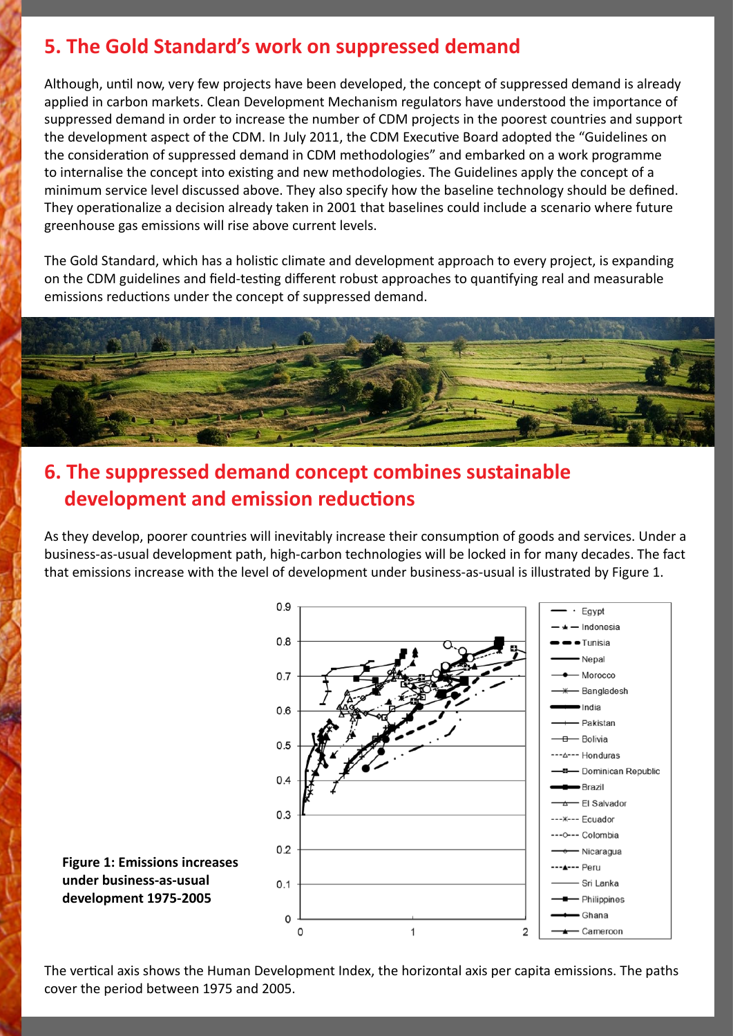## 5. The Gold Standard's work on suppressed demand

Although, until now, very few projects have been developed, the concept of suppressed demand is already applied in carbon markets. Clean Development Mechanism regulators have understood the importance of suppressed demand in order to increase the number of CDM projects in the poorest countries and support the development aspect of the CDM. In July 2011, the CDM Executive Board adopted the "Guidelines on the consideration of suppressed demand in CDM methodologies" and embarked on a work programme to internalise the concept into existing and new methodologies. The Guidelines apply the concept of a minimum service level discussed above. They also specify how the baseline technology should be defined. They operationalize a decision already taken in 2001 that baselines could include a scenario where future greenhouse gas emissions will rise above current levels.

The Gold Standard, which has a holistic climate and development approach to every project, is expanding on the CDM guidelines and field-testing different robust approaches to quantifying real and measurable emissions reductions under the concept of suppressed demand.

## 6. The suppressed demand concept combines sustainable development and emission reductions

As they develop, poorer countries will inevitably increase their consumption of goods and services. Under a business-as-usual development path, high-carbon technologies will be locked in for many decades. The fact that emissions increase with the level of development under business-as-usual is illustrated by Figure 1.

**Figure 1: Emissions increases under business-as-usual development 1975-2005**

The vertical axis shows the Human Development Index, the horizontal axis per capita emissions. The paths cover the period between 1975 and 2005.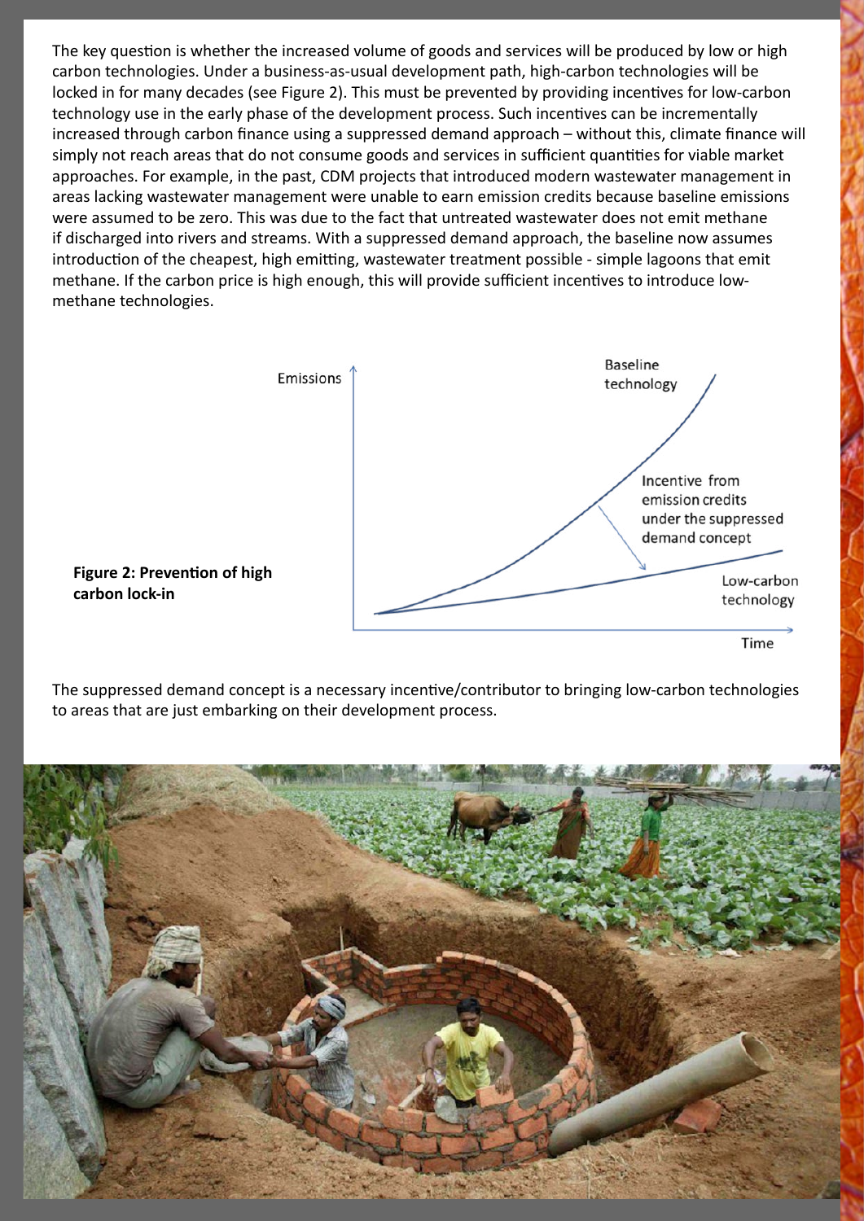The key question is whether the increased volume of goods and services will be produced by low or high carbon technologies. Under a business-as-usual development path, high-carbon technologies will be locked in for many decades (see Figure 2). This must be prevented by providing incentives for low-carbon technology use in the early phase of the development process. Such incentives can be incrementally increased through carbon finance using a suppressed demand approach – without this, climate finance will simply not reach areas that do not consume goods and services in sufficient quantities for viable market approaches. For example, in the past, CDM projects that introduced modern wastewater management in areas lacking wastewater management were unable to earn emission credits because baseline emissions were assumed to be zero. This was due to the fact that untreated wastewater does not emit methane if discharged into rivers and streams. With a suppressed demand approach, the baseline now assumes introduction of the cheapest, high emitting, wastewater treatment possible - simple lagoons that emit methane. If the carbon price is high enough, this will provide sufficient incentives to introduce low-methane technologies.

**Figure 2: Prevention of high carbon lock-in**

The suppressed demand concept is a necessary incentive/contributor to bringing low-carbon technologies to areas that are just embarking on their development process.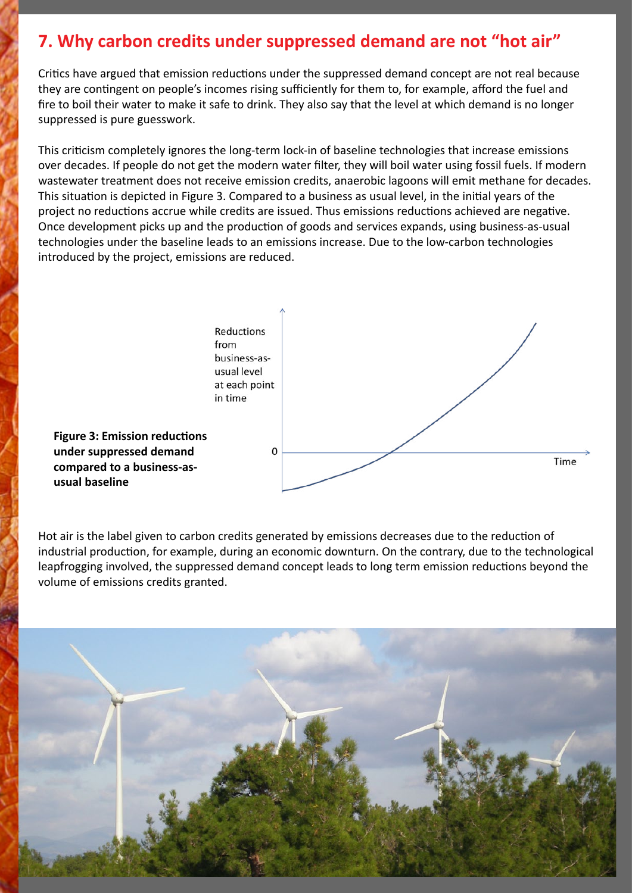## 7. Why carbon credits under suppressed demand are not "hot air"

Critics have argued that emission reductions under the suppressed demand concept are not real because they are contingent on people's incomes rising sufficiently for them to, for example, afford the fuel and fire to boil their water to make it safe to drink. They also say that the level at which demand is no longer suppressed is pure guesswork.

This criticism completely ignores the long-term lock-in of baseline technologies that increase emissions over decades. If people do not get the modern water filter, they will boil water using fossil fuels. If modern wastewater treatment does not receive emission credits, anaerobic lagoons will emit methane for decades. This situation is depicted in Figure 3. Compared to a business as usual level, in the initial years of the project no reductions accrue while credits are issued. Thus emissions reductions achieved are negative. Once development picks up and the production of goods and services expands, using business-as-usual technologies under the baseline leads to an emissions increase. Due to the low-carbon technologies introduced by the project, emissions are reduced.

**Figure 3: Emission reductions under suppressed demand compared to a business-as-usual baseline**

Hot air is the label given to carbon credits generated by emissions decreases due to the reduction of industrial production, for example, during an economic downturn. On the contrary, due to the technological leapfrogging involved, the suppressed demand concept leads to long term emission reductions beyond the volume of emissions credits granted.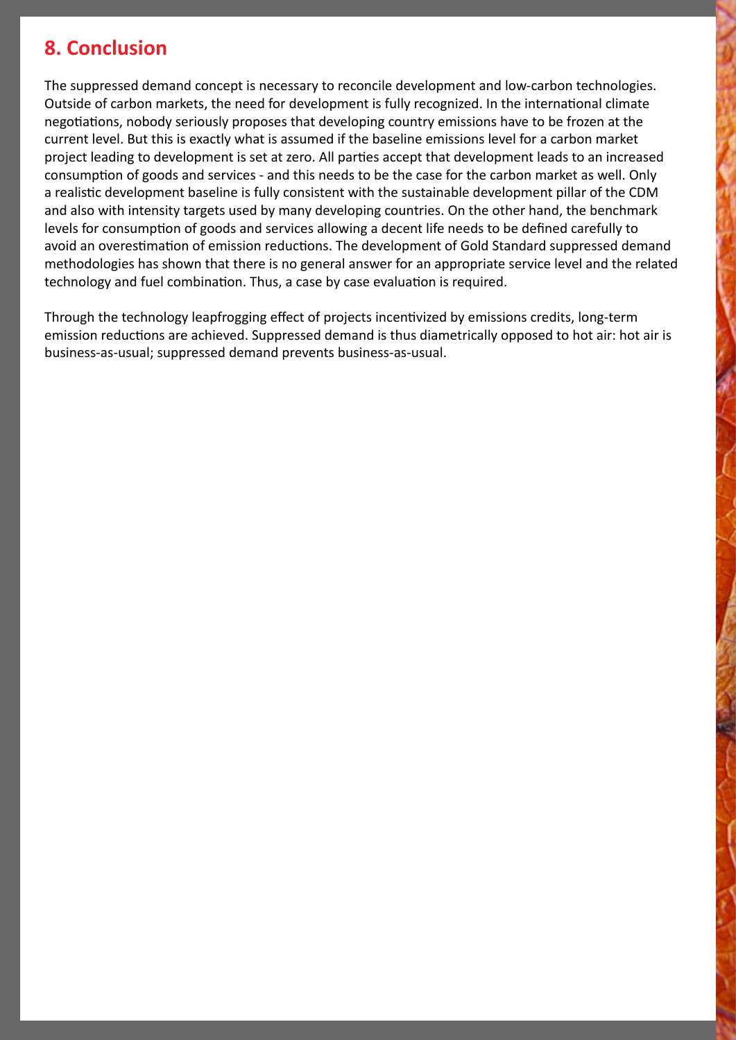## 8. Conclusion

The suppressed demand concept is necessary to reconcile development and low-carbon technologies. Outside of carbon markets, the need for development is fully recognized. In the international climate negotiations, nobody seriously proposes that developing country emissions have to be frozen at the current level. But this is exactly what is assumed if the baseline emissions level for a carbon market project leading to development is set at zero. All parties accept that development leads to an increased consumption of goods and services - and this needs to be the case for the carbon market as well. Only a realistic development baseline is fully consistent with the sustainable development pillar of the CDM and also with intensity targets used by many developing countries. On the other hand, the benchmark levels for consumption of goods and services allowing a decent life needs to be defined carefully to avoid an overestimation of emission reductions. The development of Gold Standard suppressed demand methodologies has shown that there is no general answer for an appropriate service level and the related technology and fuel combination. Thus, a case by case evaluation is required.

Through the technology leapfrogging effect of projects incentivized by emissions credits, long-term emission reductions are achieved. Suppressed demand is thus diametrically opposed to hot air: hot air is business-as-usual; suppressed demand prevents business-as-usual.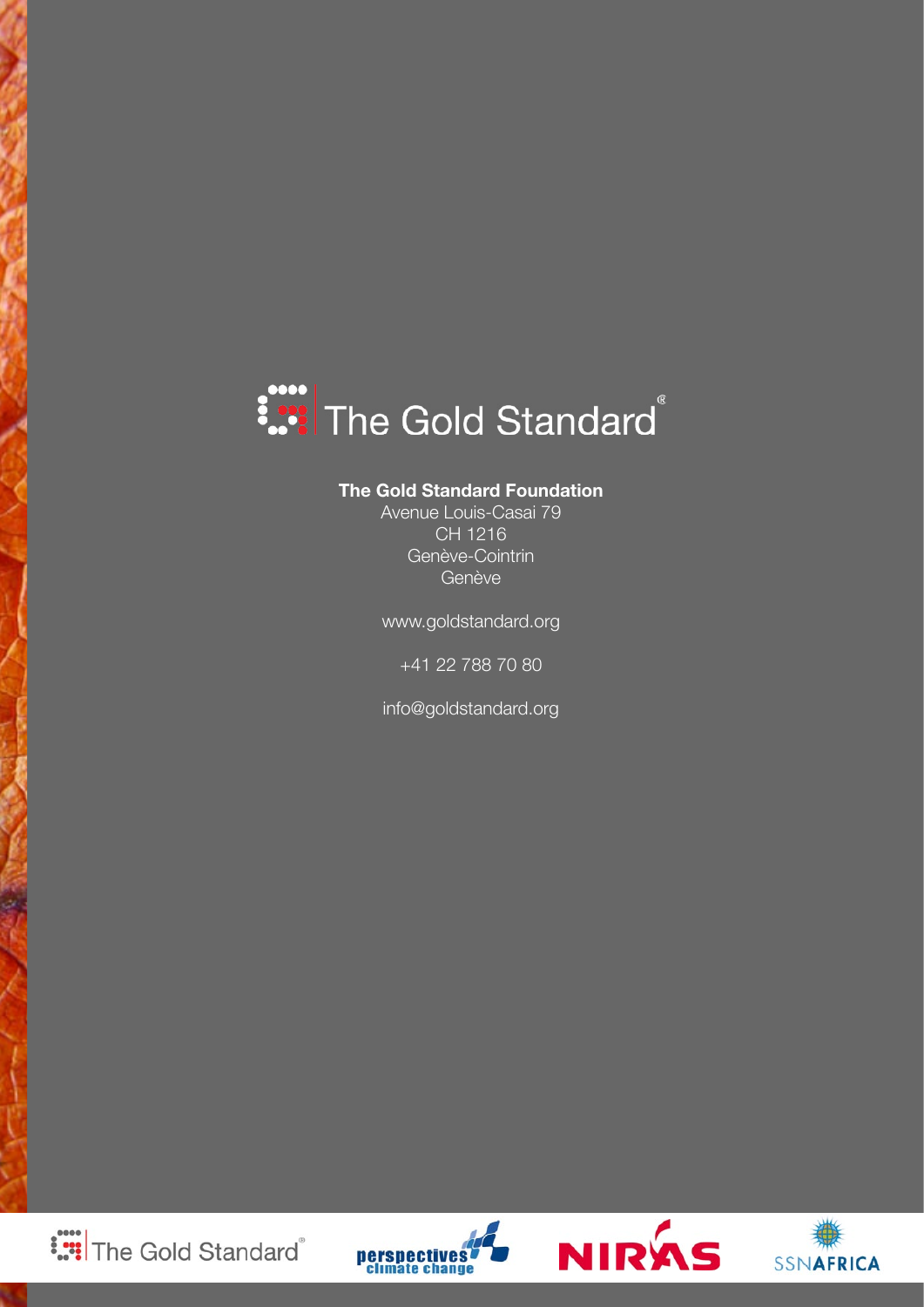The Gold Standard®

**The Gold Standard Foundation**
Avenue Louis-Casai 79
CH 1216
Genève-Cointrin
Genève

www.goldstandard.org

+41 22 788 70 80

info@goldstandard.org

The Gold Standard® perspectives climate change NIRAS SSNAFRICA